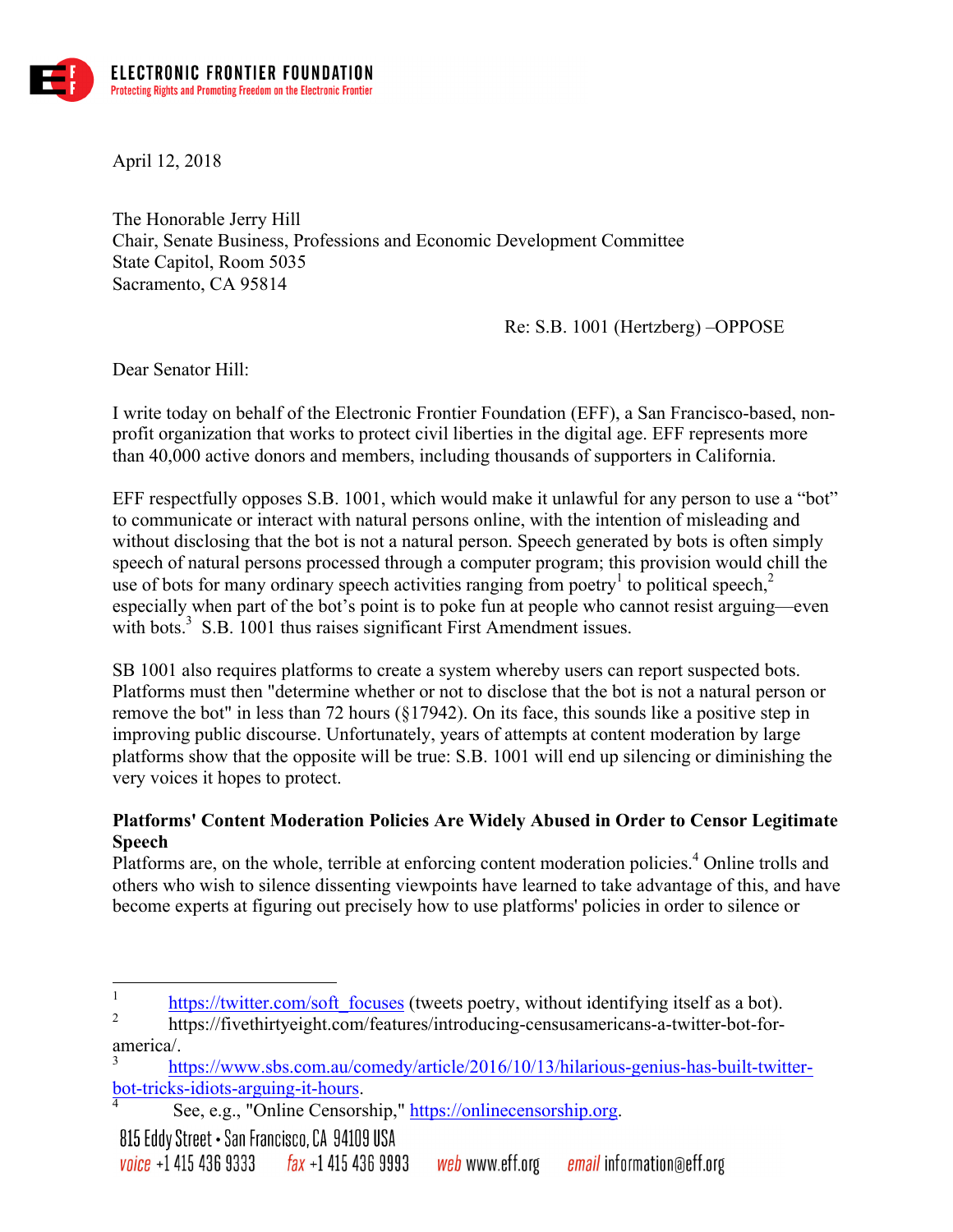**ELECTRONIC FRONTIER FOUNDATION**
Protecting Rights and Promoting Freedom on the Electronic Frontier

April 12, 2018

The Honorable Jerry Hill
Chair, Senate Business, Professions and Economic Development Committee
State Capitol, Room 5035
Sacramento, CA 95814

Re: S.B. 1001 (Hertzberg) –OPPOSE

Dear Senator Hill:

I write today on behalf of the Electronic Frontier Foundation (EFF), a San Francisco-based, non-profit organization that works to protect civil liberties in the digital age. EFF represents more than 40,000 active donors and members, including thousands of supporters in California.

EFF respectfully opposes S.B. 1001, which would make it unlawful for any person to use a "bot" to communicate or interact with natural persons online, with the intention of misleading and without disclosing that the bot is not a natural person. Speech generated by bots is often simply speech of natural persons processed through a computer program; this provision would chill the use of bots for many ordinary speech activities ranging from poetry[1] to political speech,[2] especially when part of the bot's point is to poke fun at people who cannot resist arguing—even with bots.[3] S.B. 1001 thus raises significant First Amendment issues.

SB 1001 also requires platforms to create a system whereby users can report suspected bots. Platforms must then "determine whether or not to disclose that the bot is not a natural person or remove the bot" in less than 72 hours (§17942). On its face, this sounds like a positive step in improving public discourse. Unfortunately, years of attempts at content moderation by large platforms show that the opposite will be true: S.B. 1001 will end up silencing or diminishing the very voices it hopes to protect.

**Platforms' Content Moderation Policies Are Widely Abused in Order to Censor Legitimate Speech**

Platforms are, on the whole, terrible at enforcing content moderation policies.[4] Online trolls and others who wish to silence dissenting viewpoints have learned to take advantage of this, and have become experts at figuring out precisely how to use platforms' policies in order to silence or

---

[1] https://twitter.com/soft_focuses (tweets poetry, without identifying itself as a bot).

[2] https://fivethirtyeight.com/features/introducing-censusamericans-a-twitter-bot-for-america/.

[3] https://www.sbs.com.au/comedy/article/2016/10/13/hilarious-genius-has-built-twitter-bot-tricks-idiots-arguing-it-hours.

[4] See, e.g., "Online Censorship," https://onlinecensorship.org.

815 Eddy Street • San Francisco, CA 94109 USA
voice +1 415 436 9333 fax +1 415 436 9993 web www.eff.org email information@eff.org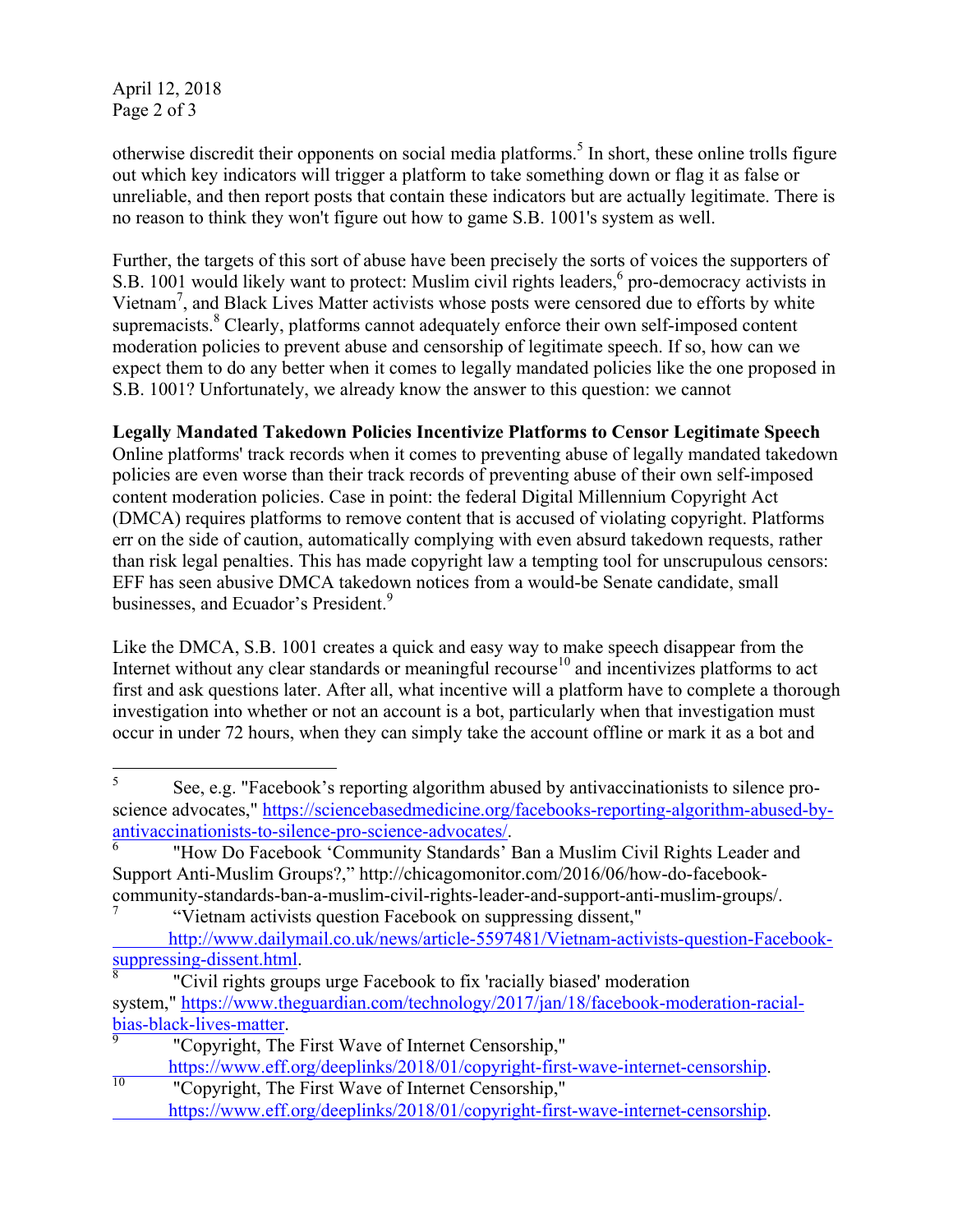otherwise discredit their opponents on social media platforms.[5] In short, these online trolls figure out which key indicators will trigger a platform to take something down or flag it as false or unreliable, and then report posts that contain these indicators but are actually legitimate. There is no reason to think they won't figure out how to game S.B. 1001's system as well.

Further, the targets of this sort of abuse have been precisely the sorts of voices the supporters of S.B. 1001 would likely want to protect: Muslim civil rights leaders,[6] pro-democracy activists in Vietnam[7], and Black Lives Matter activists whose posts were censored due to efforts by white supremacists.[8] Clearly, platforms cannot adequately enforce their own self-imposed content moderation policies to prevent abuse and censorship of legitimate speech. If so, how can we expect them to do any better when it comes to legally mandated policies like the one proposed in S.B. 1001? Unfortunately, we already know the answer to this question: we cannot

**Legally Mandated Takedown Policies Incentivize Platforms to Censor Legitimate Speech**
Online platforms' track records when it comes to preventing abuse of legally mandated takedown policies are even worse than their track records of preventing abuse of their own self-imposed content moderation policies. Case in point: the federal Digital Millennium Copyright Act (DMCA) requires platforms to remove content that is accused of violating copyright. Platforms err on the side of caution, automatically complying with even absurd takedown requests, rather than risk legal penalties. This has made copyright law a tempting tool for unscrupulous censors: EFF has seen abusive DMCA takedown notices from a would-be Senate candidate, small businesses, and Ecuador's President.[9]

Like the DMCA, S.B. 1001 creates a quick and easy way to make speech disappear from the Internet without any clear standards or meaningful recourse[10] and incentivizes platforms to act first and ask questions later. After all, what incentive will a platform have to complete a thorough investigation into whether or not an account is a bot, particularly when that investigation must occur in under 72 hours, when they can simply take the account offline or mark it as a bot and

---

[5] See, e.g. "Facebook's reporting algorithm abused by antivaccinationists to silence pro-science advocates," https://sciencebasedmedicine.org/facebooks-reporting-algorithm-abused-by-antivaccinationists-to-silence-pro-science-advocates/.

[6] "How Do Facebook 'Community Standards' Ban a Muslim Civil Rights Leader and Support Anti-Muslim Groups?," http://chicagomonitor.com/2016/06/how-do-facebook-community-standards-ban-a-muslim-civil-rights-leader-and-support-anti-muslim-groups/.

[7] "Vietnam activists question Facebook on suppressing dissent," http://www.dailymail.co.uk/news/article-5597481/Vietnam-activists-question-Facebook-suppressing-dissent.html.

[8] "Civil rights groups urge Facebook to fix 'racially biased' moderation system," https://www.theguardian.com/technology/2017/jan/18/facebook-moderation-racial-bias-black-lives-matter.

[9] "Copyright, The First Wave of Internet Censorship," https://www.eff.org/deeplinks/2018/01/copyright-first-wave-internet-censorship.

[10] "Copyright, The First Wave of Internet Censorship," https://www.eff.org/deeplinks/2018/01/copyright-first-wave-internet-censorship.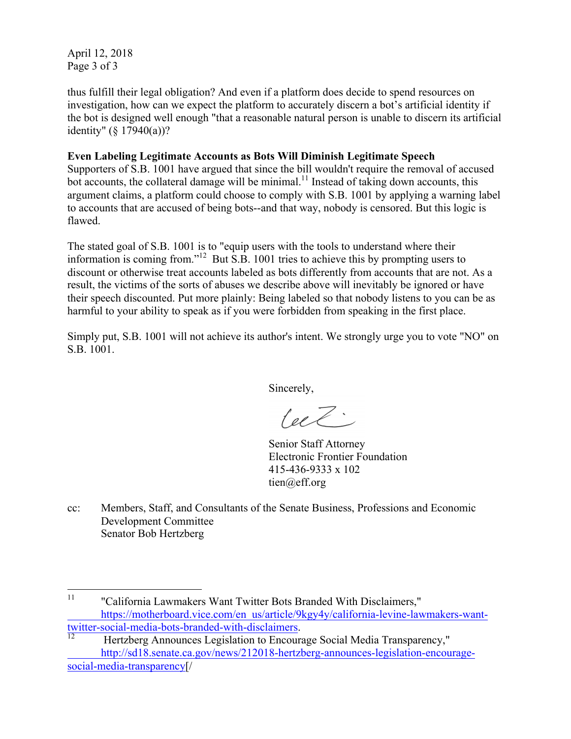thus fulfill their legal obligation? And even if a platform does decide to spend resources on investigation, how can we expect the platform to accurately discern a bot's artificial identity if the bot is designed well enough "that a reasonable natural person is unable to discern its artificial identity" (§ 17940(a))?

**Even Labeling Legitimate Accounts as Bots Will Diminish Legitimate Speech**

Supporters of S.B. 1001 have argued that since the bill wouldn't require the removal of accused bot accounts, the collateral damage will be minimal.[11] Instead of taking down accounts, this argument claims, a platform could choose to comply with S.B. 1001 by applying a warning label to accounts that are accused of being bots--and that way, nobody is censored. But this logic is flawed.

The stated goal of S.B. 1001 is to "equip users with the tools to understand where their information is coming from."[12] But S.B. 1001 tries to achieve this by prompting users to discount or otherwise treat accounts labeled as bots differently from accounts that are not. As a result, the victims of the sorts of abuses we describe above will inevitably be ignored or have their speech discounted. Put more plainly: Being labeled so that nobody listens to you can be as harmful to your ability to speak as if you were forbidden from speaking in the first place.

Simply put, S.B. 1001 will not achieve its author's intent. We strongly urge you to vote "NO" on S.B. 1001.

Sincerely,

Senior Staff Attorney
Electronic Frontier Foundation
415-436-9333 x 102
tien@eff.org

cc: Members, Staff, and Consultants of the Senate Business, Professions and Economic Development Committee
Senator Bob Hertzberg

---

[11] "California Lawmakers Want Twitter Bots Branded With Disclaimers," https://motherboard.vice.com/en_us/article/9kgy4y/california-levine-lawmakers-want-twitter-social-media-bots-branded-with-disclaimers.

[12] Hertzberg Announces Legislation to Encourage Social Media Transparency," http://sd18.senate.ca.gov/news/212018-hertzberg-announces-legislation-encourage-social-media-transparency[/